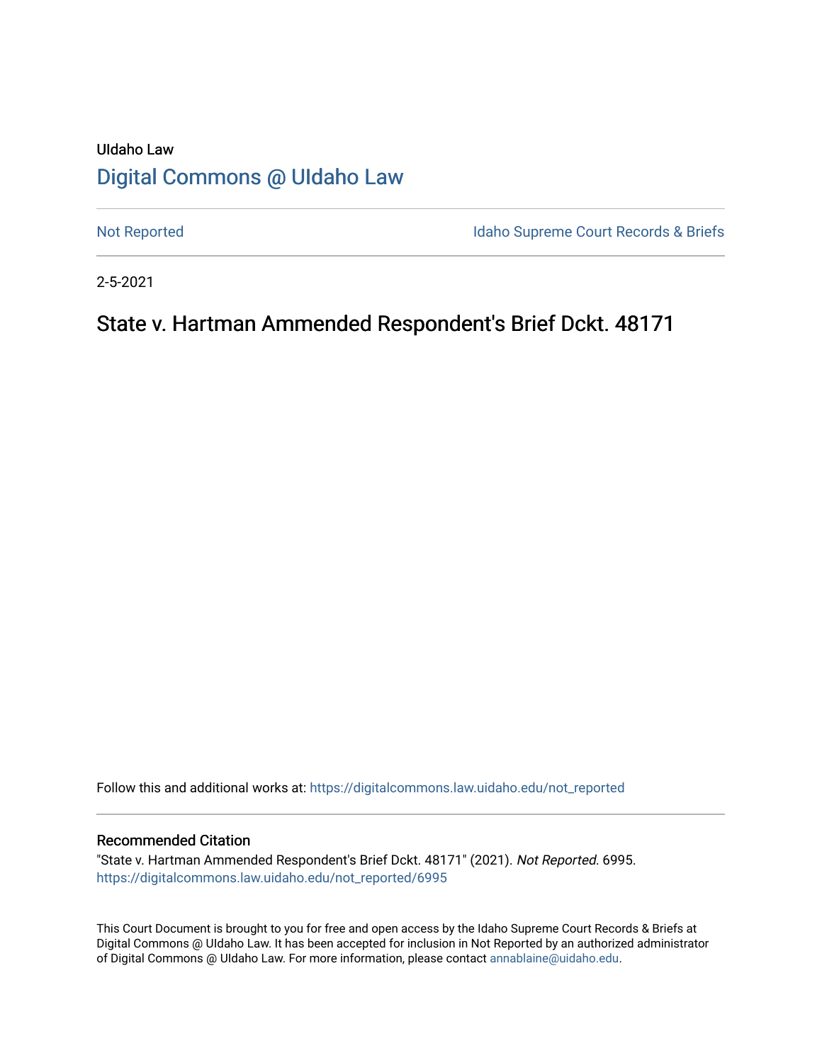UIdaho Law

# Digital Commons @ UIdaho Law

Not Reported

Idaho Supreme Court Records & Briefs

2-5-2021

## State v. Hartman Ammended Respondent's Brief Dckt. 48171

Follow this and additional works at: https://digitalcommons.law.uidaho.edu/not_reported

### Recommended Citation

"State v. Hartman Ammended Respondent's Brief Dckt. 48171" (2021). *Not Reported*. 6995.
https://digitalcommons.law.uidaho.edu/not_reported/6995

This Court Document is brought to you for free and open access by the Idaho Supreme Court Records & Briefs at Digital Commons @ UIdaho Law. It has been accepted for inclusion in Not Reported by an authorized administrator of Digital Commons @ UIdaho Law. For more information, please contact annablaine@uidaho.edu.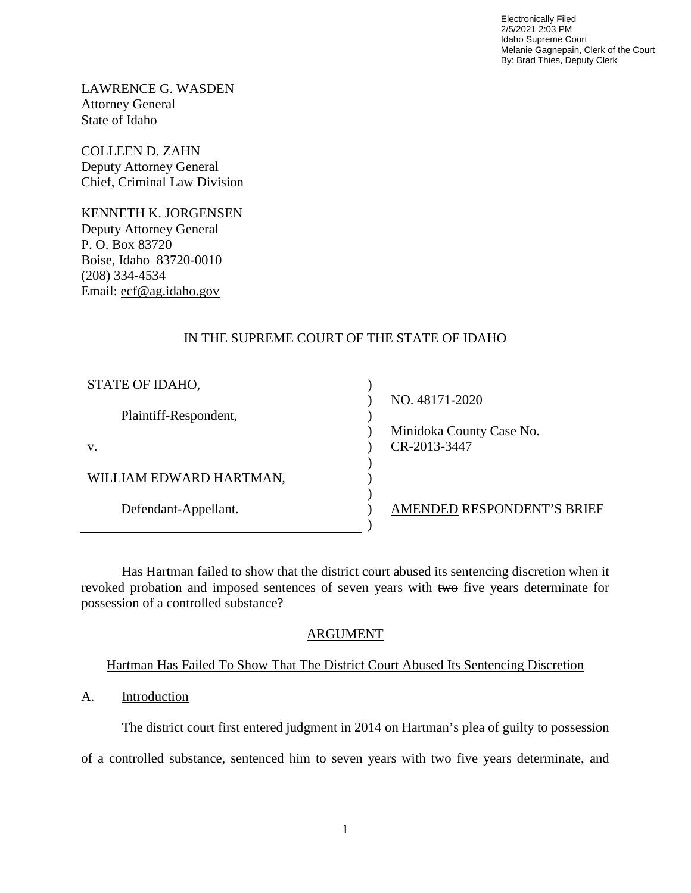Electronically Filed
2/5/2021 2:03 PM
Idaho Supreme Court
Melanie Gagnepain, Clerk of the Court
By: Brad Thies, Deputy Clerk

LAWRENCE G. WASDEN
Attorney General
State of Idaho

COLLEEN D. ZAHN
Deputy Attorney General
Chief, Criminal Law Division

KENNETH K. JORGENSEN
Deputy Attorney General
P. O. Box 83720
Boise, Idaho 83720-0010
(208) 334-4534
Email: ecf@ag.idaho.gov

IN THE SUPREME COURT OF THE STATE OF IDAHO

| | | |
|---|---|---|
| STATE OF IDAHO, | ) | |
| | ) | NO. 48171-2020 |
| Plaintiff-Respondent, | ) | |
| | ) | Minidoka County Case No. |
| v. | ) | CR-2013-3447 |
| | ) | |
| WILLIAM EDWARD HARTMAN, | ) | |
| | ) | |
| Defendant-Appellant. | ) | AMENDED RESPONDENT'S BRIEF |
| | ) | |

Has Hartman failed to show that the district court abused its sentencing discretion when it revoked probation and imposed sentences of seven years with ~~two~~ five years determinate for possession of a controlled substance?

## ARGUMENT

### Hartman Has Failed To Show That The District Court Abused Its Sentencing Discretion

A. Introduction

The district court first entered judgment in 2014 on Hartman's plea of guilty to possession of a controlled substance, sentenced him to seven years with ~~two~~ five years determinate, and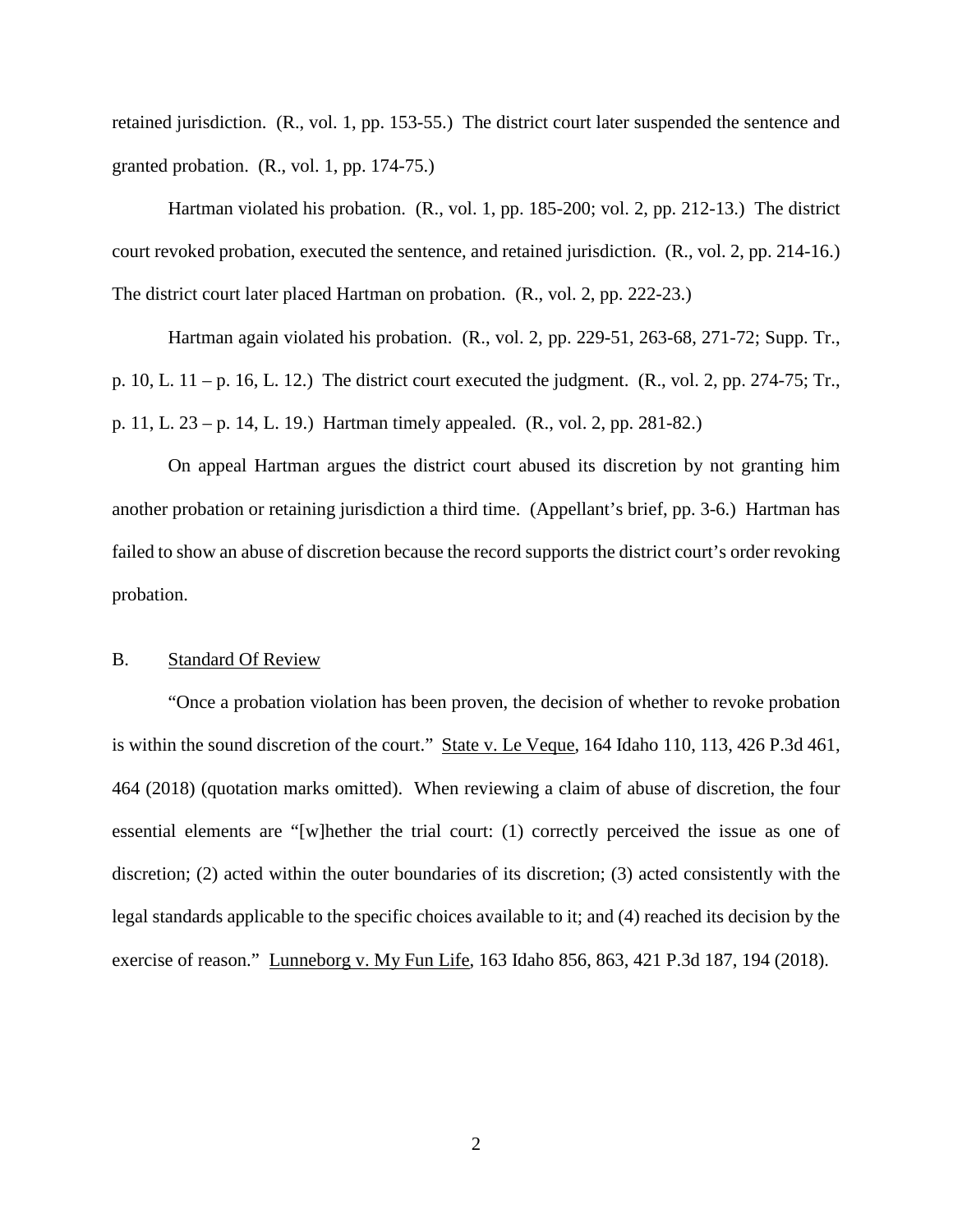retained jurisdiction. (R., vol. 1, pp. 153-55.) The district court later suspended the sentence and granted probation. (R., vol. 1, pp. 174-75.)

Hartman violated his probation. (R., vol. 1, pp. 185-200; vol. 2, pp. 212-13.) The district court revoked probation, executed the sentence, and retained jurisdiction. (R., vol. 2, pp. 214-16.) The district court later placed Hartman on probation. (R., vol. 2, pp. 222-23.)

Hartman again violated his probation. (R., vol. 2, pp. 229-51, 263-68, 271-72; Supp. Tr., p. 10, L. 11 – p. 16, L. 12.) The district court executed the judgment. (R., vol. 2, pp. 274-75; Tr., p. 11, L. 23 – p. 14, L. 19.) Hartman timely appealed. (R., vol. 2, pp. 281-82.)

On appeal Hartman argues the district court abused its discretion by not granting him another probation or retaining jurisdiction a third time. (Appellant's brief, pp. 3-6.) Hartman has failed to show an abuse of discretion because the record supports the district court's order revoking probation.

B. Standard Of Review

"Once a probation violation has been proven, the decision of whether to revoke probation is within the sound discretion of the court." State v. Le Veque, 164 Idaho 110, 113, 426 P.3d 461, 464 (2018) (quotation marks omitted). When reviewing a claim of abuse of discretion, the four essential elements are "[w]hether the trial court: (1) correctly perceived the issue as one of discretion; (2) acted within the outer boundaries of its discretion; (3) acted consistently with the legal standards applicable to the specific choices available to it; and (4) reached its decision by the exercise of reason." Lunneborg v. My Fun Life, 163 Idaho 856, 863, 421 P.3d 187, 194 (2018).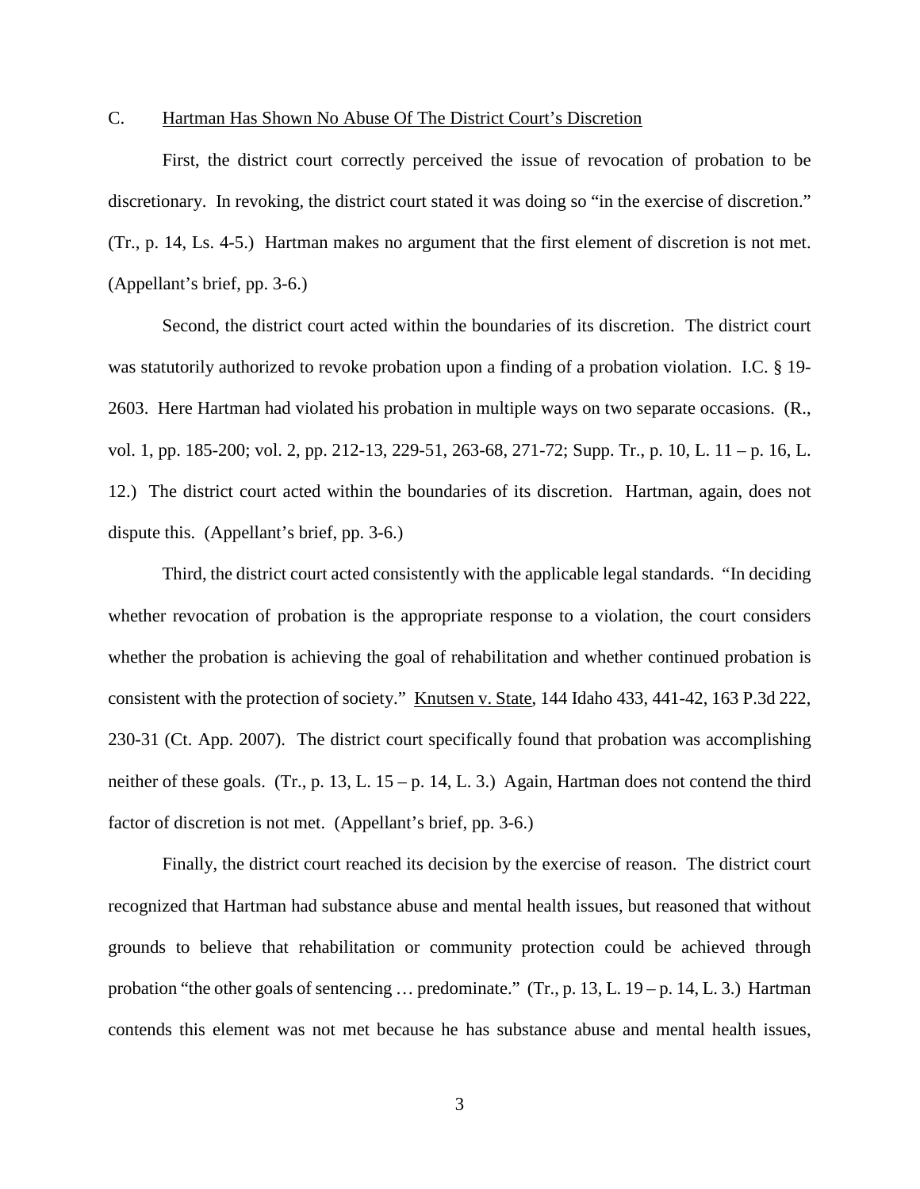### C. Hartman Has Shown No Abuse Of The District Court's Discretion

First, the district court correctly perceived the issue of revocation of probation to be discretionary. In revoking, the district court stated it was doing so "in the exercise of discretion." (Tr., p. 14, Ls. 4-5.) Hartman makes no argument that the first element of discretion is not met. (Appellant's brief, pp. 3-6.)

Second, the district court acted within the boundaries of its discretion. The district court was statutorily authorized to revoke probation upon a finding of a probation violation. I.C. § 19-2603. Here Hartman had violated his probation in multiple ways on two separate occasions. (R., vol. 1, pp. 185-200; vol. 2, pp. 212-13, 229-51, 263-68, 271-72; Supp. Tr., p. 10, L. 11 – p. 16, L. 12.) The district court acted within the boundaries of its discretion. Hartman, again, does not dispute this. (Appellant's brief, pp. 3-6.)

Third, the district court acted consistently with the applicable legal standards. "In deciding whether revocation of probation is the appropriate response to a violation, the court considers whether the probation is achieving the goal of rehabilitation and whether continued probation is consistent with the protection of society." Knutsen v. State, 144 Idaho 433, 441-42, 163 P.3d 222, 230-31 (Ct. App. 2007). The district court specifically found that probation was accomplishing neither of these goals. (Tr., p. 13, L. 15 – p. 14, L. 3.) Again, Hartman does not contend the third factor of discretion is not met. (Appellant's brief, pp. 3-6.)

Finally, the district court reached its decision by the exercise of reason. The district court recognized that Hartman had substance abuse and mental health issues, but reasoned that without grounds to believe that rehabilitation or community protection could be achieved through probation "the other goals of sentencing … predominate." (Tr., p. 13, L. 19 – p. 14, L. 3.) Hartman contends this element was not met because he has substance abuse and mental health issues,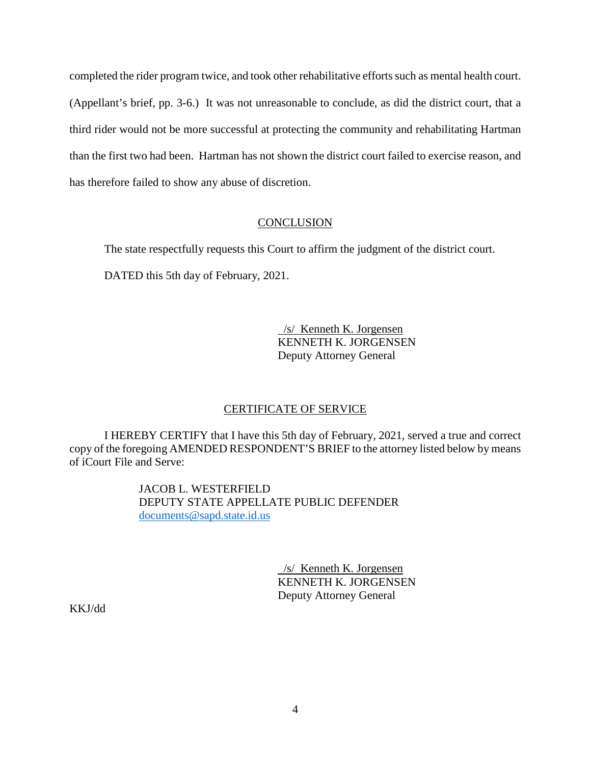completed the rider program twice, and took other rehabilitative efforts such as mental health court. (Appellant's brief, pp. 3-6.) It was not unreasonable to conclude, as did the district court, that a third rider would not be more successful at protecting the community and rehabilitating Hartman than the first two had been. Hartman has not shown the district court failed to exercise reason, and has therefore failed to show any abuse of discretion.

## CONCLUSION

The state respectfully requests this Court to affirm the judgment of the district court.

DATED this 5th day of February, 2021.

/s/ Kenneth K. Jorgensen
KENNETH K. JORGENSEN
Deputy Attorney General

## CERTIFICATE OF SERVICE

I HEREBY CERTIFY that I have this 5th day of February, 2021, served a true and correct copy of the foregoing AMENDED RESPONDENT'S BRIEF to the attorney listed below by means of iCourt File and Serve:

JACOB L. WESTERFIELD
DEPUTY STATE APPELLATE PUBLIC DEFENDER
documents@sapd.state.id.us

/s/ Kenneth K. Jorgensen
KENNETH K. JORGENSEN
Deputy Attorney General

KKJ/dd